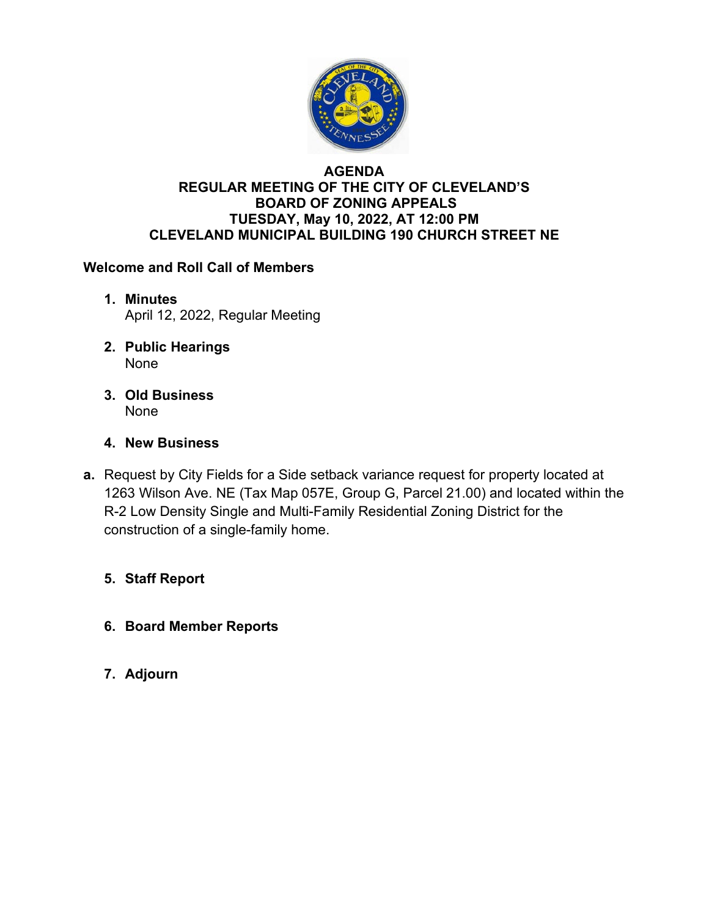# AGENDA
## REGULAR MEETING OF THE CITY OF CLEVELAND'S BOARD OF ZONING APPEALS
## TUESDAY, May 10, 2022, AT 12:00 PM
## CLEVELAND MUNICIPAL BUILDING 190 CHURCH STREET NE

**Welcome and Roll Call of Members**

1. **Minutes**
   April 12, 2022, Regular Meeting

2. **Public Hearings**
   None

3. **Old Business**
   None

4. **New Business**

**a.** Request by City Fields for a Side setback variance request for property located at 1263 Wilson Ave. NE (Tax Map 057E, Group G, Parcel 21.00) and located within the R-2 Low Density Single and Multi-Family Residential Zoning District for the construction of a single-family home.

5. **Staff Report**

6. **Board Member Reports**

7. **Adjourn**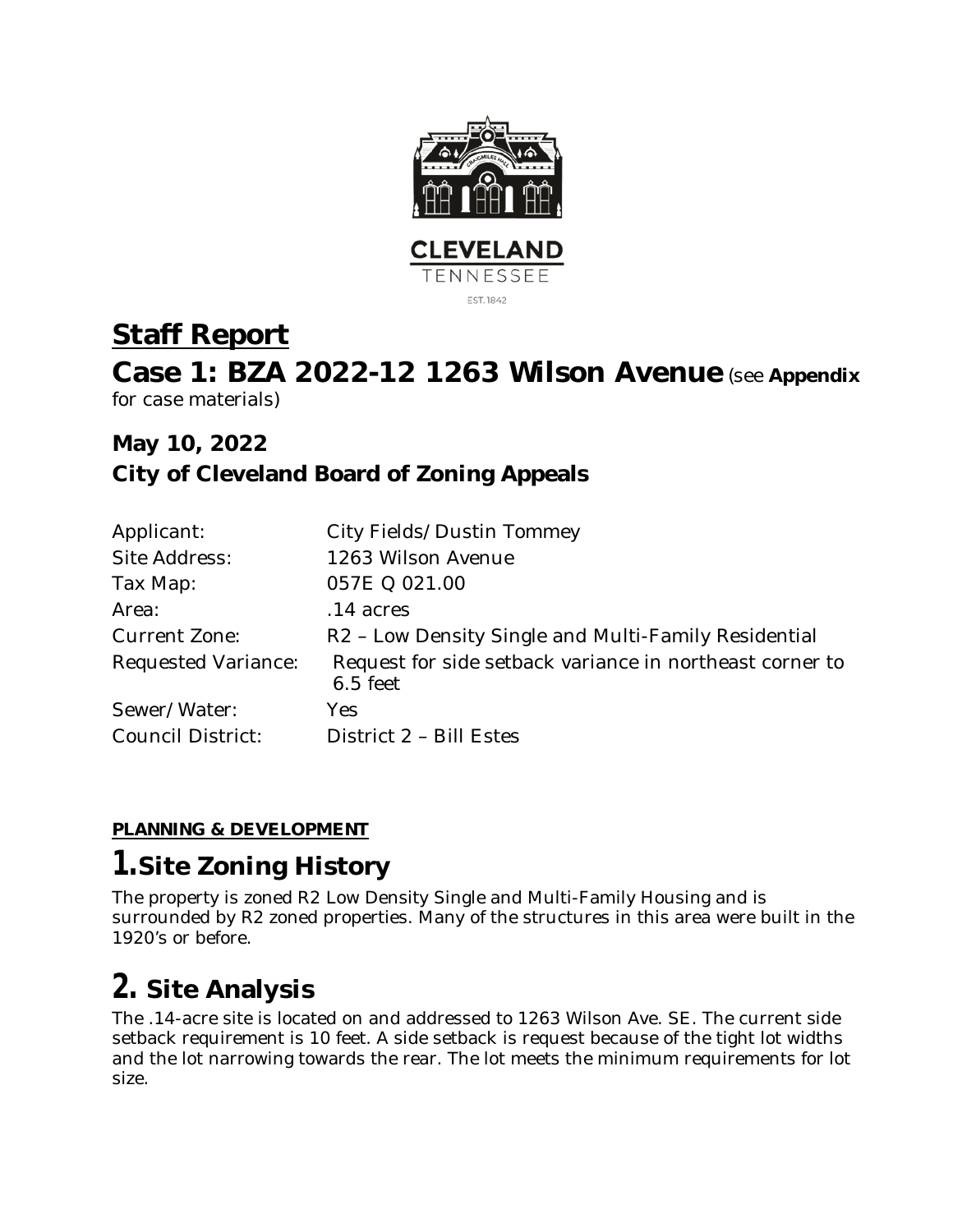CLEVELAND

TENNESSEE

EST. 1842

# Staff Report

# Case 1: BZA 2022-12 1263 Wilson Avenue (see **Appendix** for case materials)

## May 10, 2022

## City of Cleveland Board of Zoning Appeals

| | |
|---|---|
| Applicant: | City Fields/Dustin Tommey |
| Site Address: | 1263 Wilson Avenue |
| Tax Map: | 057E Q 021.00 |
| Area: | .14 acres |
| Current Zone: | R2 – Low Density Single and Multi-Family Residential |
| Requested Variance: | Request for side setback variance in northeast corner to 6.5 feet |
| Sewer/Water: | Yes |
| Council District: | District 2 – Bill Estes |

**PLANNING & DEVELOPMENT**

# 1. Site Zoning History

The property is zoned R2 Low Density Single and Multi-Family Housing and is surrounded by R2 zoned properties. Many of the structures in this area were built in the 1920's or before.

# 2. Site Analysis

The .14-acre site is located on and addressed to 1263 Wilson Ave. SE. The current side setback requirement is 10 feet. A side setback is request because of the tight lot widths and the lot narrowing towards the rear. The lot meets the minimum requirements for lot size.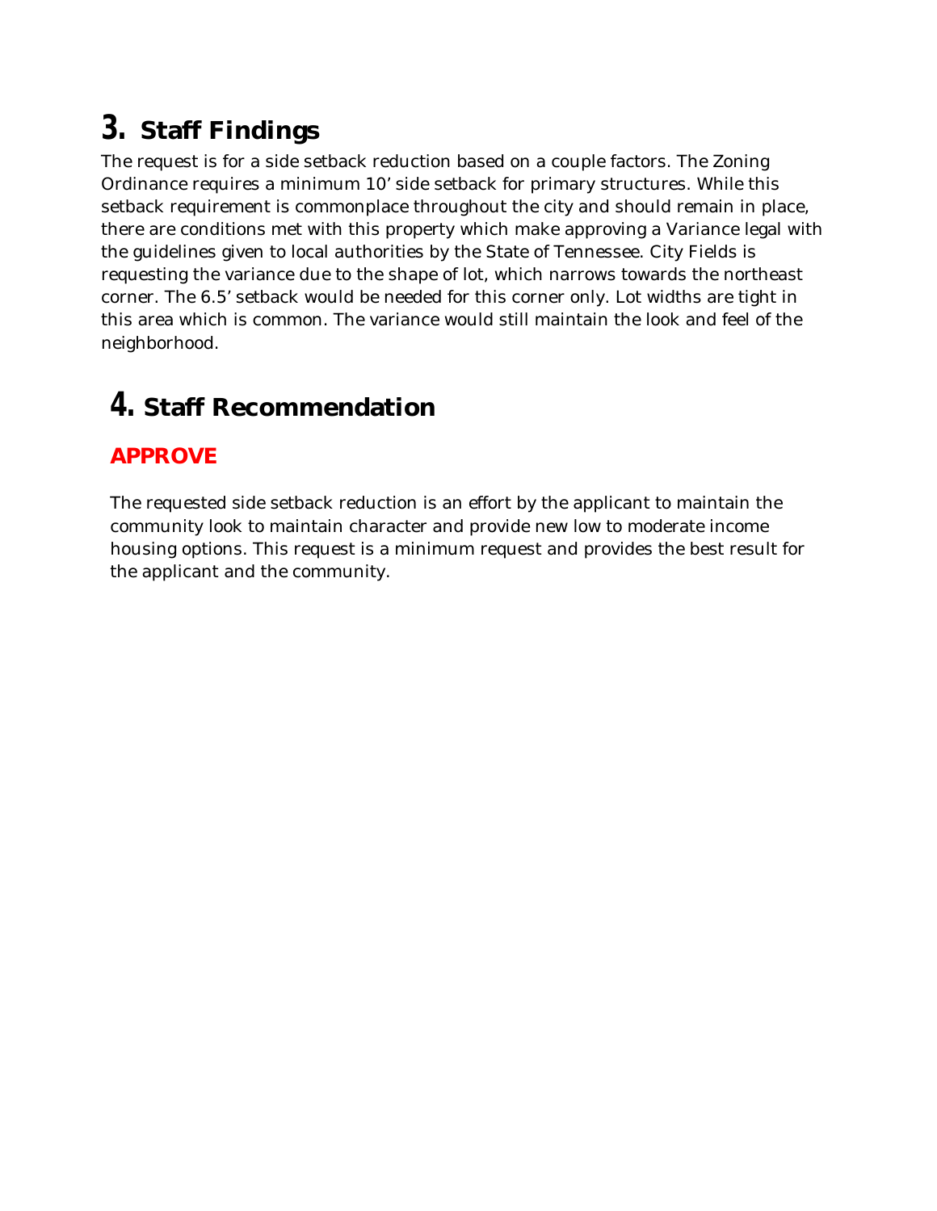# 3. Staff Findings

The request is for a side setback reduction based on a couple factors. The Zoning Ordinance requires a minimum 10' side setback for primary structures. While this setback requirement is commonplace throughout the city and should remain in place, there are conditions met with this property which make approving a Variance legal with the guidelines given to local authorities by the State of Tennessee. City Fields is requesting the variance due to the shape of lot, which narrows towards the northeast corner. The 6.5' setback would be needed for this corner only. Lot widths are tight in this area which is common. The variance would still maintain the look and feel of the neighborhood.

# 4. Staff Recommendation

## APPROVE

The requested side setback reduction is an effort by the applicant to maintain the community look to maintain character and provide new low to moderate income housing options. This request is a minimum request and provides the best result for the applicant and the community.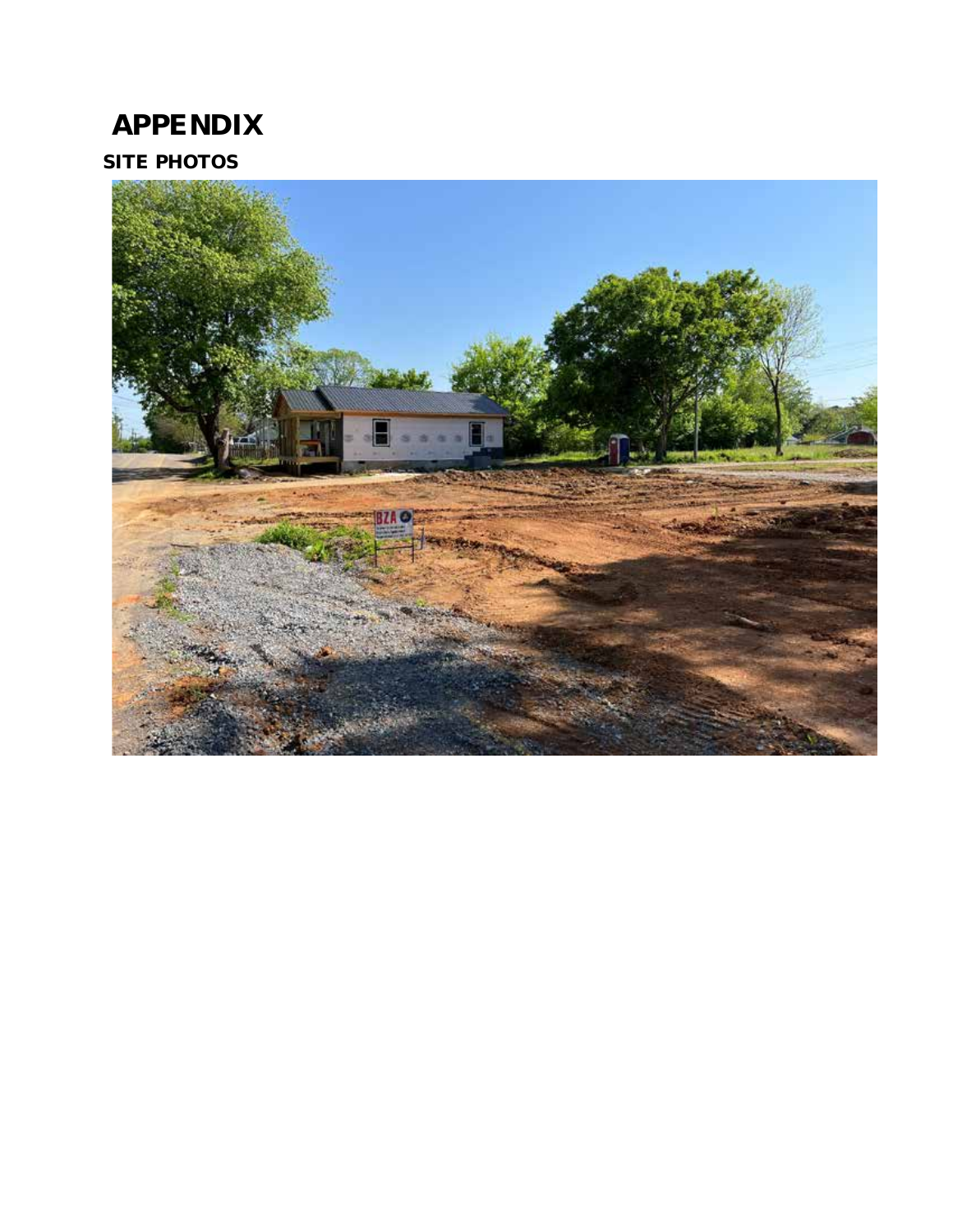# APPENDIX

## SITE PHOTOS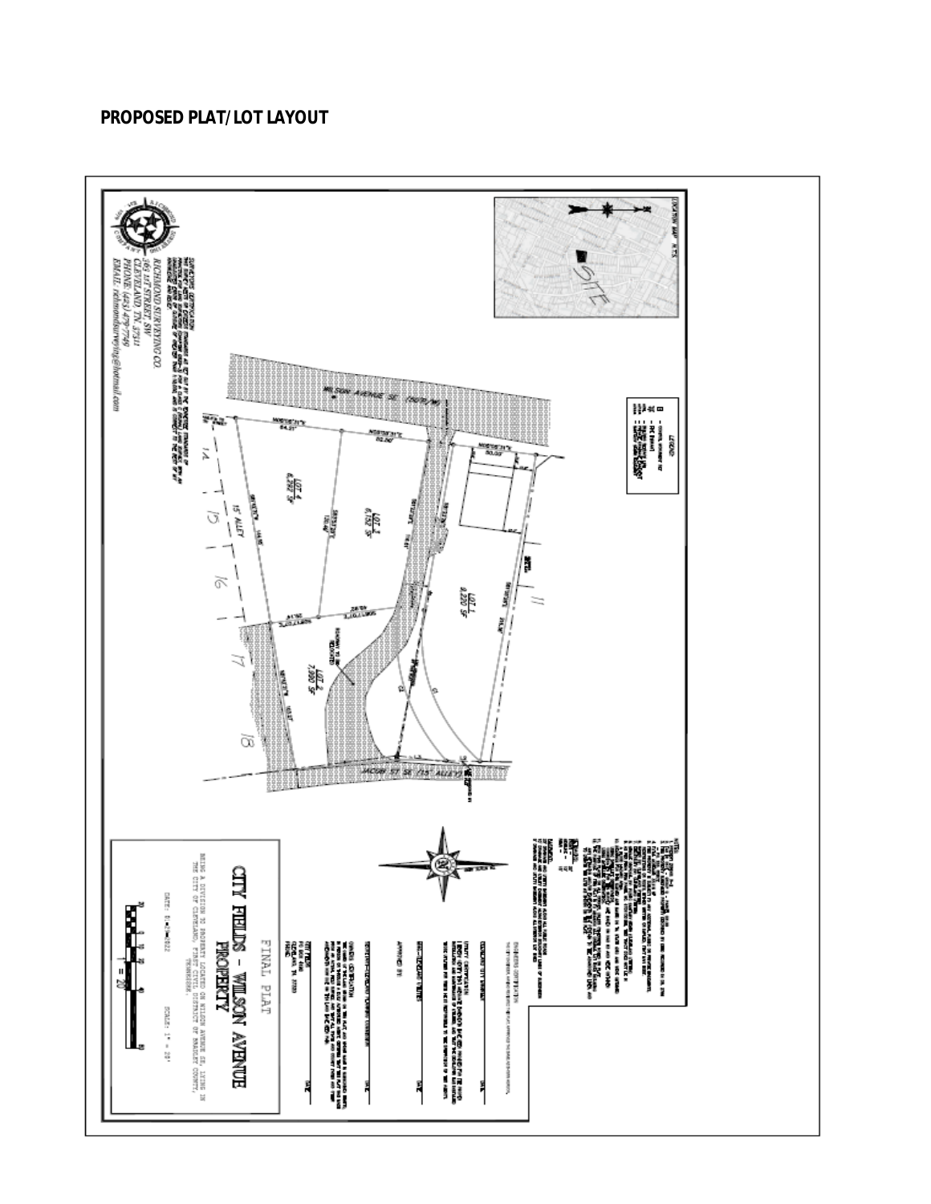**PROPOSED PLAT/LOT LAYOUT**

FINAL PLAT

CITY FIELDS - WILSON AVENUE PROPERTY

BEING A DIVISION OF PROPERTY LOCATED ON WILSON AVENUE SE, LYING IN THE CITY OF CLEVELAND, FIRST CIVIL DISTRICT OF BRADLEY COUNTY, TENNESSEE.

SCALE: 1" = 20'

1" = 20'

RICHMOND SURVEYING CO.

CLEVELAND, TN 37311

EMAIL: richmondsurveying@hotmail.com

WILSON AVENUE SE

JACOB ST SE

15' ALLEY

LOT 1 8,220 SF

LOT 2 7,900 SF

LOT 3 6,152 SF

LOT 4 6,292 SF

LOCATION MAP N.T.S.

SITE

LEGEND

NOTES: